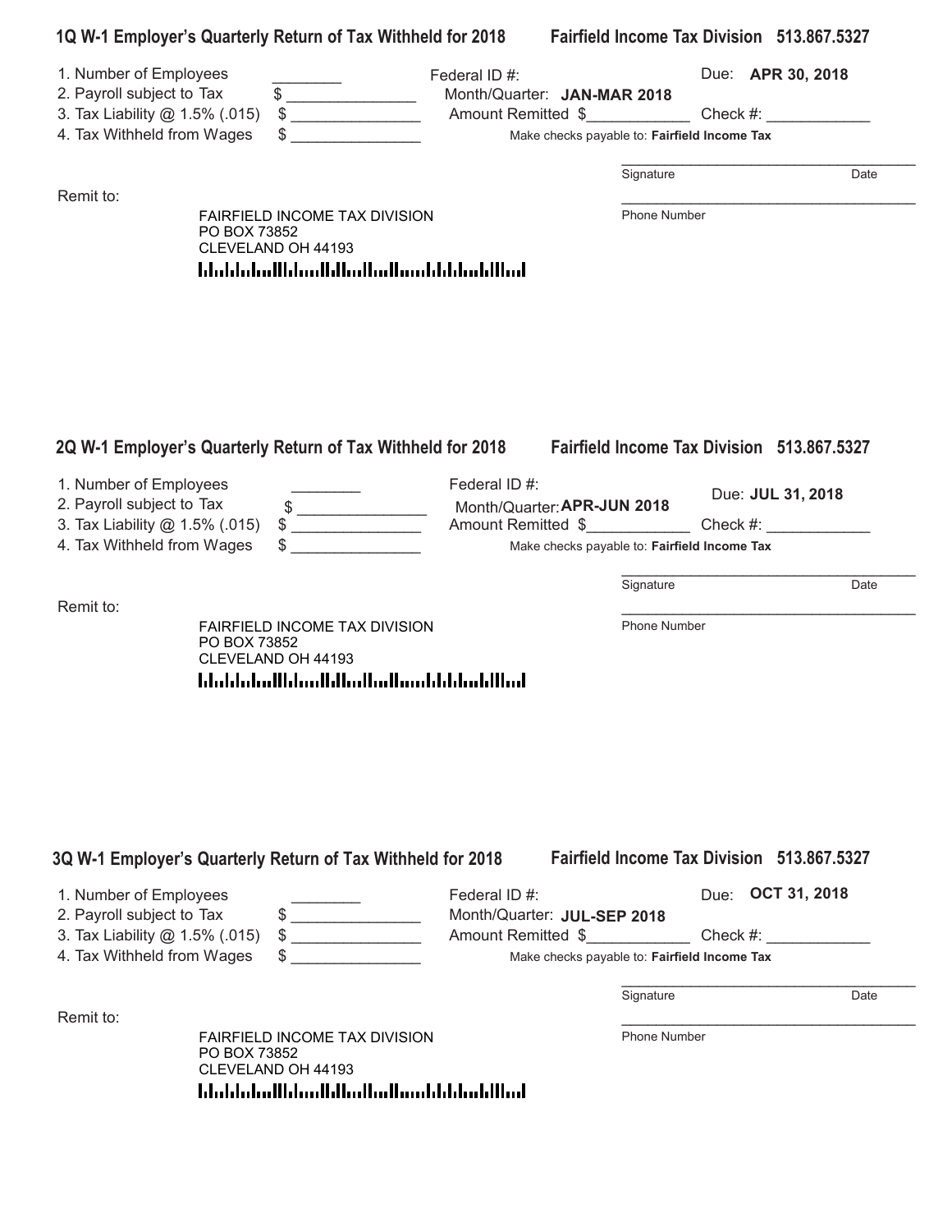## 1Q W-1 Employer's Quarterly Return of Tax Withheld for 2018 — Fairfield Income Tax Division 513.867.5327

1. Number of Employees ________
2. Payroll subject to Tax $ _______________
3. Tax Liability @ 1.5% (.015) $ _______________
4. Tax Withheld from Wages $ _______________

Federal ID #:

Due: **APR 30, 2018**

Month/Quarter: **JAN-MAR 2018**

Amount Remitted $____________ Check #: ____________

Make checks payable to: **Fairfield Income Tax**

____________________________________
Signature Date

____________________________________
Phone Number

Remit to:

FAIRFIELD INCOME TAX DIVISION
PO BOX 73852
CLEVELAND OH 44193

## 2Q W-1 Employer's Quarterly Return of Tax Withheld for 2018 — Fairfield Income Tax Division 513.867.5327

1. Number of Employees ________
2. Payroll subject to Tax $ _______________
3. Tax Liability @ 1.5% (.015) $ _______________
4. Tax Withheld from Wages $ _______________

Federal ID #:

Due: **JUL 31, 2018**

Month/Quarter: **APR-JUN 2018**

Amount Remitted $____________ Check #: ____________

Make checks payable to: **Fairfield Income Tax**

____________________________________
Signature Date

____________________________________
Phone Number

Remit to:

FAIRFIELD INCOME TAX DIVISION
PO BOX 73852
CLEVELAND OH 44193

## 3Q W-1 Employer's Quarterly Return of Tax Withheld for 2018 — Fairfield Income Tax Division 513.867.5327

1. Number of Employees ________
2. Payroll subject to Tax $ _______________
3. Tax Liability @ 1.5% (.015) $ _______________
4. Tax Withheld from Wages $ _______________

Federal ID #:

Due: **OCT 31, 2018**

Month/Quarter: **JUL-SEP 2018**

Amount Remitted $____________ Check #: ____________

Make checks payable to: **Fairfield Income Tax**

____________________________________
Signature Date

____________________________________
Phone Number

Remit to:

FAIRFIELD INCOME TAX DIVISION
PO BOX 73852
CLEVELAND OH 44193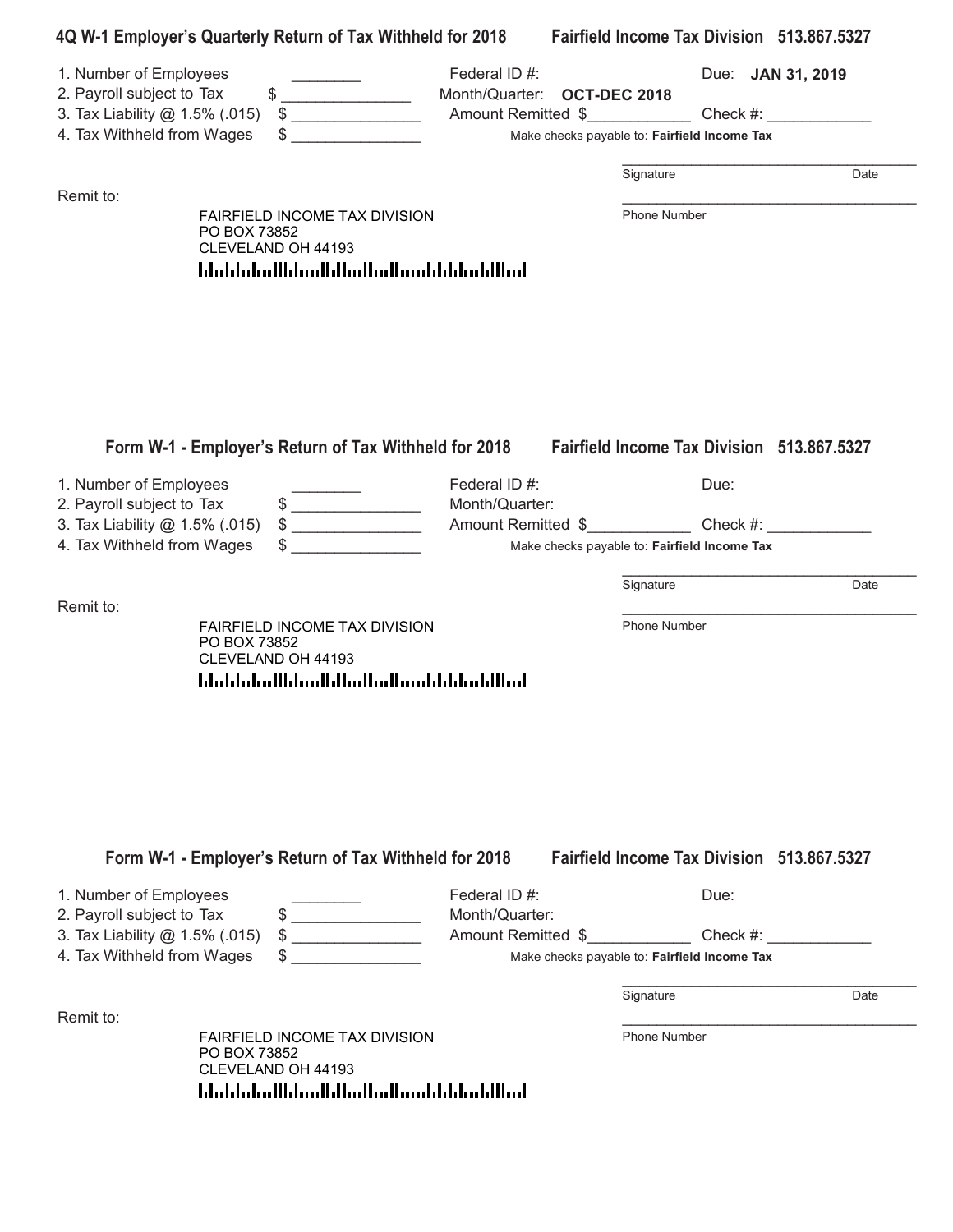## 4Q W-1 Employer's Quarterly Return of Tax Withheld for 2018 — Fairfield Income Tax Division 513.867.5327

1. Number of Employees ________
2. Payroll subject to Tax $ _______________
3. Tax Liability @ 1.5% (.015) $ _______________
4. Tax Withheld from Wages $ _______________

Federal ID #:

Due: **JAN 31, 2019**

Month/Quarter: **OCT-DEC 2018**

Amount Remitted $____________ Check #: ____________

Make checks payable to: **Fairfield Income Tax**

____________________________________
Signature Date

____________________________________
Phone Number

Remit to:

FAIRFIELD INCOME TAX DIVISION
PO BOX 73852
CLEVELAND OH 44193

## Form W-1 - Employer's Return of Tax Withheld for 2018 — Fairfield Income Tax Division 513.867.5327

1. Number of Employees ________
2. Payroll subject to Tax $ _______________
3. Tax Liability @ 1.5% (.015) $ _______________
4. Tax Withheld from Wages $ _______________

Federal ID #:

Due:

Month/Quarter:

Amount Remitted $____________ Check #: ____________

Make checks payable to: **Fairfield Income Tax**

____________________________________
Signature Date

____________________________________
Phone Number

Remit to:

FAIRFIELD INCOME TAX DIVISION
PO BOX 73852
CLEVELAND OH 44193

## Form W-1 - Employer's Return of Tax Withheld for 2018 — Fairfield Income Tax Division 513.867.5327

1. Number of Employees ________
2. Payroll subject to Tax $ _______________
3. Tax Liability @ 1.5% (.015) $ _______________
4. Tax Withheld from Wages $ _______________

Federal ID #:

Due:

Month/Quarter:

Amount Remitted $____________ Check #: ____________

Make checks payable to: **Fairfield Income Tax**

____________________________________
Signature Date

____________________________________
Phone Number

Remit to:

FAIRFIELD INCOME TAX DIVISION
PO BOX 73852
CLEVELAND OH 44193